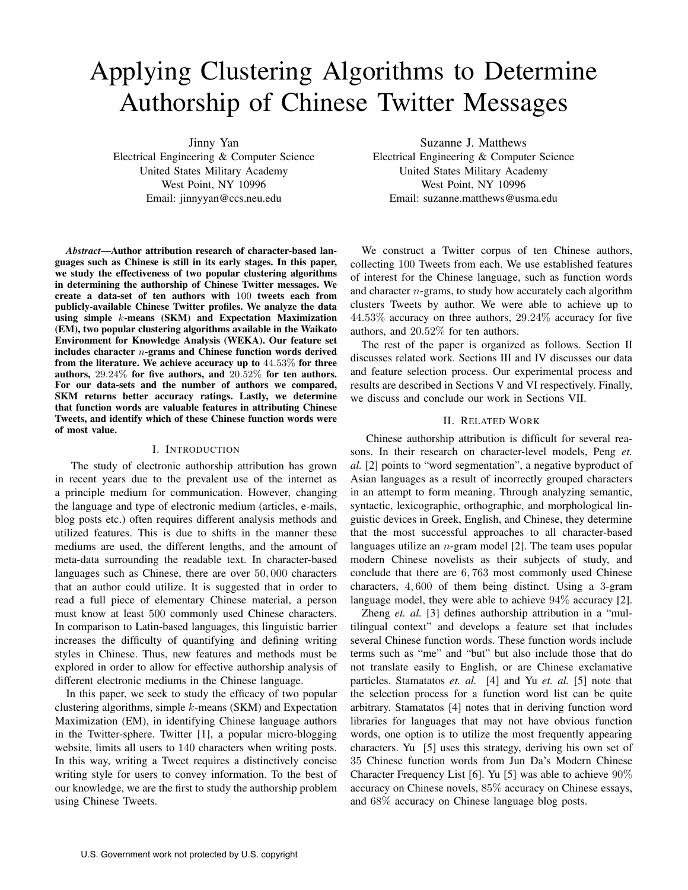# Applying Clustering Algorithms to Determine Authorship of Chinese Twitter Messages

Jinny Yan
Electrical Engineering & Computer Science
United States Military Academy
West Point, NY 10996
Email: jinnyyan@ccs.neu.edu

Suzanne J. Matthews
Electrical Engineering & Computer Science
United States Military Academy
West Point, NY 10996
Email: suzanne.matthews@usma.edu

***Abstract*—Author attribution research of character-based languages such as Chinese is still in its early stages. In this paper, we study the effectiveness of two popular clustering algorithms in determining the authorship of Chinese Twitter messages. We create a data-set of ten authors with $100$ tweets each from publicly-available Chinese Twitter profiles. We analyze the data using simple $k$-means (SKM) and Expectation Maximization (EM), two popular clustering algorithms available in the Waikato Environment for Knowledge Analysis (WEKA). Our feature set includes character $n$-grams and Chinese function words derived from the literature. We achieve accuracy up to $44.53\%$ for three authors, $29.24\%$ for five authors, and $20.52\%$ for ten authors. For our data-sets and the number of authors we compared, SKM returns better accuracy ratings. Lastly, we determine that function words are valuable features in attributing Chinese Tweets, and identify which of these Chinese function words were of most value.**

## I. Introduction

The study of electronic authorship attribution has grown in recent years due to the prevalent use of the internet as a principle medium for communication. However, changing the language and type of electronic medium (articles, e-mails, blog posts etc.) often requires different analysis methods and utilized features. This is due to shifts in the manner these mediums are used, the different lengths, and the amount of meta-data surrounding the readable text. In character-based languages such as Chinese, there are over $50,000$ characters that an author could utilize. It is suggested that in order to read a full piece of elementary Chinese material, a person must know at least $500$ commonly used Chinese characters. In comparison to Latin-based languages, this linguistic barrier increases the difficulty of quantifying and defining writing styles in Chinese. Thus, new features and methods must be explored in order to allow for effective authorship analysis of different electronic mediums in the Chinese language.

In this paper, we seek to study the efficacy of two popular clustering algorithms, simple $k$-means (SKM) and Expectation Maximization (EM), in identifying Chinese language authors in the Twitter-sphere. Twitter [1], a popular micro-blogging website, limits all users to $140$ characters when writing posts. In this way, writing a Tweet requires a distinctively concise writing style for users to convey information. To the best of our knowledge, we are the first to study the authorship problem using Chinese Tweets.

We construct a Twitter corpus of ten Chinese authors, collecting $100$ Tweets from each. We use established features of interest for the Chinese language, such as function words and character $n$-grams, to study how accurately each algorithm clusters Tweets by author. We were able to achieve up to $44.53\%$ accuracy on three authors, $29.24\%$ accuracy for five authors, and $20.52\%$ for ten authors.

The rest of the paper is organized as follows. Section II discusses related work. Sections III and IV discusses our data and feature selection process. Our experimental process and results are described in Sections V and VI respectively. Finally, we discuss and conclude our work in Sections VII.

## II. Related Work

Chinese authorship attribution is difficult for several reasons. In their research on character-level models, Peng *et. al.* [2] points to "word segmentation", a negative byproduct of Asian languages as a result of incorrectly grouped characters in an attempt to form meaning. Through analyzing semantic, syntactic, lexicographic, orthographic, and morphological linguistic devices in Greek, English, and Chinese, they determine that the most successful approaches to all character-based languages utilize an $n$-gram model [2]. The team uses popular modern Chinese novelists as their subjects of study, and conclude that there are $6,763$ most commonly used Chinese characters, $4,600$ of them being distinct. Using a 3-gram language model, they were able to achieve $94\%$ accuracy [2].

Zheng *et. al.* [3] defines authorship attribution in a "multilingual context" and develops a feature set that includes several Chinese function words. These function words include terms such as "me" and "but" but also include those that do not translate easily to English, or are Chinese exclamative particles. Stamatatos *et. al.* [4] and Yu *et. al.* [5] note that the selection process for a function word list can be quite arbitrary. Stamatatos [4] notes that in deriving function word libraries for languages that may not have obvious function words, one option is to utilize the most frequently appearing characters. Yu [5] uses this strategy, deriving his own set of $35$ Chinese function words from Jun Da's Modern Chinese Character Frequency List [6]. Yu [5] was able to achieve $90\%$ accuracy on Chinese novels, $85\%$ accuracy on Chinese essays, and $68\%$ accuracy on Chinese language blog posts.

U.S. Government work not protected by U.S. copyright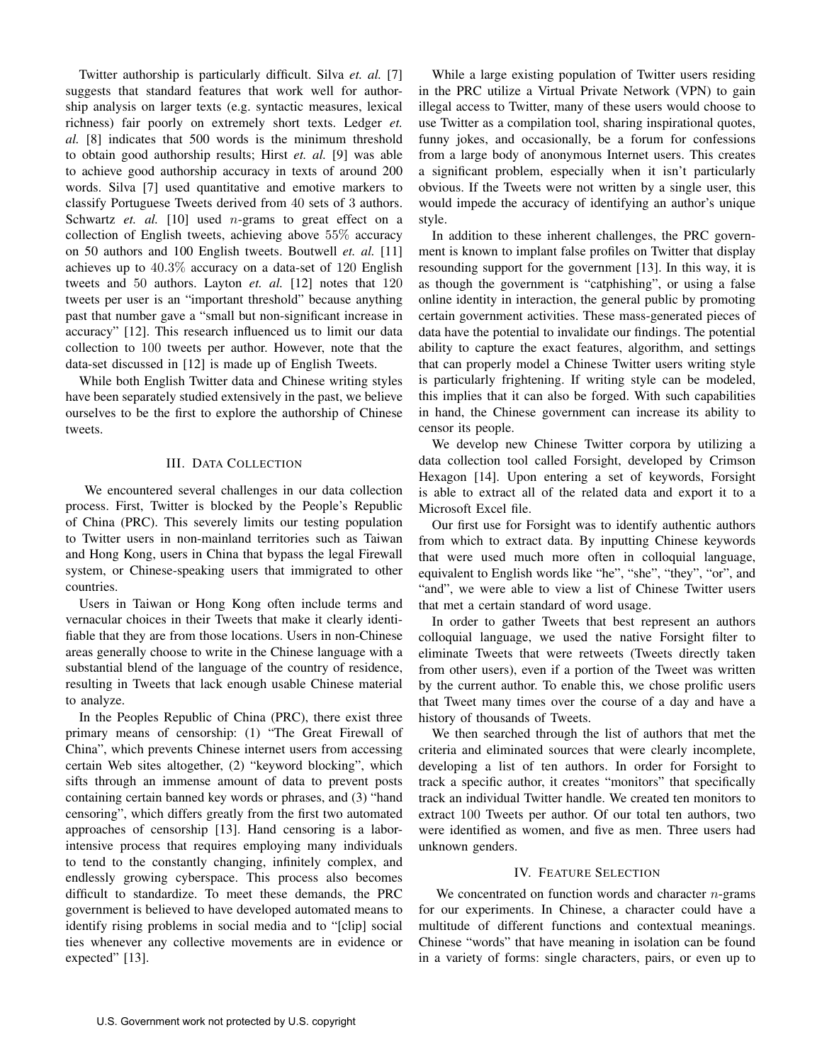Twitter authorship is particularly difficult. Silva *et. al.* [7] suggests that standard features that work well for authorship analysis on larger texts (e.g. syntactic measures, lexical richness) fair poorly on extremely short texts. Ledger *et. al.* [8] indicates that 500 words is the minimum threshold to obtain good authorship results; Hirst *et. al.* [9] was able to achieve good authorship accuracy in texts of around 200 words. Silva [7] used quantitative and emotive markers to classify Portuguese Tweets derived from 40 sets of 3 authors. Schwartz *et. al.* [10] used $n$-grams to great effect on a collection of English tweets, achieving above 55% accuracy on 50 authors and 100 English tweets. Boutwell *et. al.* [11] achieves up to 40.3% accuracy on a data-set of 120 English tweets and 50 authors. Layton *et. al.* [12] notes that 120 tweets per user is an "important threshold" because anything past that number gave a "small but non-significant increase in accuracy" [12]. This research influenced us to limit our data collection to 100 tweets per author. However, note that the data-set discussed in [12] is made up of English Tweets.

While both English Twitter data and Chinese writing styles have been separately studied extensively in the past, we believe ourselves to be the first to explore the authorship of Chinese tweets.

## III. Data Collection

We encountered several challenges in our data collection process. First, Twitter is blocked by the People's Republic of China (PRC). This severely limits our testing population to Twitter users in non-mainland territories such as Taiwan and Hong Kong, users in China that bypass the legal Firewall system, or Chinese-speaking users that immigrated to other countries.

Users in Taiwan or Hong Kong often include terms and vernacular choices in their Tweets that make it clearly identifiable that they are from those locations. Users in non-Chinese areas generally choose to write in the Chinese language with a substantial blend of the language of the country of residence, resulting in Tweets that lack enough usable Chinese material to analyze.

In the Peoples Republic of China (PRC), there exist three primary means of censorship: (1) "The Great Firewall of China", which prevents Chinese internet users from accessing certain Web sites altogether, (2) "keyword blocking", which sifts through an immense amount of data to prevent posts containing certain banned key words or phrases, and (3) "hand censoring", which differs greatly from the first two automated approaches of censorship [13]. Hand censoring is a labor-intensive process that requires employing many individuals to tend to the constantly changing, infinitely complex, and endlessly growing cyberspace. This process also becomes difficult to standardize. To meet these demands, the PRC government is believed to have developed automated means to identify rising problems in social media and to "[clip] social ties whenever any collective movements are in evidence or expected" [13].

While a large existing population of Twitter users residing in the PRC utilize a Virtual Private Network (VPN) to gain illegal access to Twitter, many of these users would choose to use Twitter as a compilation tool, sharing inspirational quotes, funny jokes, and occasionally, be a forum for confessions from a large body of anonymous Internet users. This creates a significant problem, especially when it isn't particularly obvious. If the Tweets were not written by a single user, this would impede the accuracy of identifying an author's unique style.

In addition to these inherent challenges, the PRC government is known to implant false profiles on Twitter that display resounding support for the government [13]. In this way, it is as though the government is "catphishing", or using a false online identity in interaction, the general public by promoting certain government activities. These mass-generated pieces of data have the potential to invalidate our findings. The potential ability to capture the exact features, algorithm, and settings that can properly model a Chinese Twitter users writing style is particularly frightening. If writing style can be modeled, this implies that it can also be forged. With such capabilities in hand, the Chinese government can increase its ability to censor its people.

We develop new Chinese Twitter corpora by utilizing a data collection tool called Forsight, developed by Crimson Hexagon [14]. Upon entering a set of keywords, Forsight is able to extract all of the related data and export it to a Microsoft Excel file.

Our first use for Forsight was to identify authentic authors from which to extract data. By inputting Chinese keywords that were used much more often in colloquial language, equivalent to English words like "he", "she", "they", "or", and "and", we were able to view a list of Chinese Twitter users that met a certain standard of word usage.

In order to gather Tweets that best represent an authors colloquial language, we used the native Forsight filter to eliminate Tweets that were retweets (Tweets directly taken from other users), even if a portion of the Tweet was written by the current author. To enable this, we chose prolific users that Tweet many times over the course of a day and have a history of thousands of Tweets.

We then searched through the list of authors that met the criteria and eliminated sources that were clearly incomplete, developing a list of ten authors. In order for Forsight to track a specific author, it creates "monitors" that specifically track an individual Twitter handle. We created ten monitors to extract 100 Tweets per author. Of our total ten authors, two were identified as women, and five as men. Three users had unknown genders.

## IV. Feature Selection

We concentrated on function words and character $n$-grams for our experiments. In Chinese, a character could have a multitude of different functions and contextual meanings. Chinese "words" that have meaning in isolation can be found in a variety of forms: single characters, pairs, or even up to

U.S. Government work not protected by U.S. copyright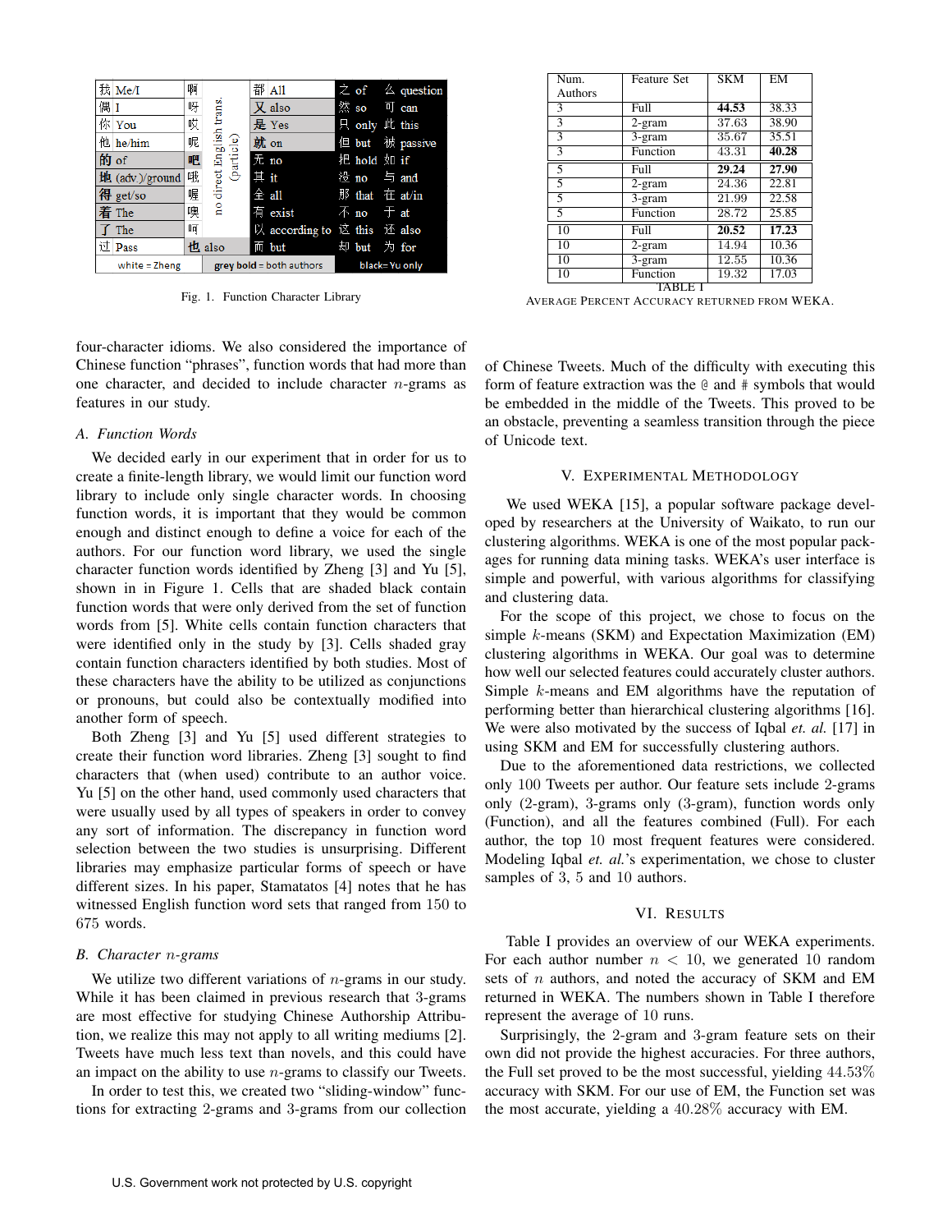| | | | | | |
|---|---|---|---|---|---|
| 我 Me/I | 啊 | no direct English trans. (particle) | 都 All | 之 of | 么 question |
| 偶 I | 呀 | | 又 also | 然 so | 可 can |
| 你 You | 哎 | | 是 Yes | 只 only | 此 this |
| 他 he/him | 呢 | | 就 on | 但 but | 被 passive |
| 的 of | 吧 | | 无 no | 把 hold | 如 if |
| 地 (adv.)/ground | 哦 | | 其 it | 没 no | 与 and |
| 得 get/so | 喔 | | 全 all | 那 that | 在 at/in |
| 着 The | 噢 | | 有 exist | 不 no | 于 at |
| 了 The | 呵 | | 以 according to | 这 this | 还 also |
| 过 Pass | 也 also | | 而 but | 却 but | 为 for |
| white = Zheng | | grey bold = both authors | | black= Yu only | |

Fig. 1. Function Character Library

four-character idioms. We also considered the importance of Chinese function "phrases", function words that had more than one character, and decided to include character $n$-grams as features in our study.

### A. Function Words

We decided early in our experiment that in order for us to create a finite-length library, we would limit our function word library to include only single character words. In choosing function words, it is important that they would be common enough and distinct enough to define a voice for each of the authors. For our function word library, we used the single character function words identified by Zheng [3] and Yu [5], shown in in Figure 1. Cells that are shaded black contain function words that were only derived from the set of function words from [5]. White cells contain function characters that were identified only in the study by [3]. Cells shaded gray contain function characters identified by both studies. Most of these characters have the ability to be utilized as conjunctions or pronouns, but could also be contextually modified into another form of speech.

Both Zheng [3] and Yu [5] used different strategies to create their function word libraries. Zheng [3] sought to find characters that (when used) contribute to an author voice. Yu [5] on the other hand, used commonly used characters that were usually used by all types of speakers in order to convey any sort of information. The discrepancy in function word selection between the two studies is unsurprising. Different libraries may emphasize particular forms of speech or have different sizes. In his paper, Stamatatos [4] notes that he has witnessed English function word sets that ranged from 150 to 675 words.

### B. Character $n$-grams

We utilize two different variations of $n$-grams in our study. While it has been claimed in previous research that 3-grams are most effective for studying Chinese Authorship Attribution, we realize this may not apply to all writing mediums [2]. Tweets have much less text than novels, and this could have an impact on the ability to use $n$-grams to classify our Tweets.

In order to test this, we created two "sliding-window" functions for extracting 2-grams and 3-grams from our collection of Chinese Tweets. Much of the difficulty with executing this form of feature extraction was the @ and # symbols that would be embedded in the middle of the Tweets. This proved to be an obstacle, preventing a seamless transition through the piece of Unicode text.

| Num. Authors | Feature Set | SKM | EM |
|---|---|---|---|
| 3 | Full | **44.53** | 38.33 |
| 3 | 2-gram | 37.63 | 38.90 |
| 3 | 3-gram | 35.67 | 35.51 |
| 3 | Function | 43.31 | **40.28** |
| 5 | Full | **29.24** | **27.90** |
| 5 | 2-gram | 24.36 | 22.81 |
| 5 | 3-gram | 21.99 | 22.58 |
| 5 | Function | 28.72 | 25.85 |
| 10 | Full | **20.52** | **17.23** |
| 10 | 2-gram | 14.94 | 10.36 |
| 10 | 3-gram | 12.55 | 10.36 |
| 10 | Function | 19.32 | 17.03 |

TABLE I
AVERAGE PERCENT ACCURACY RETURNED FROM WEKA.

## V. Experimental Methodology

We used WEKA [15], a popular software package developed by researchers at the University of Waikato, to run our clustering algorithms. WEKA is one of the most popular packages for running data mining tasks. WEKA's user interface is simple and powerful, with various algorithms for classifying and clustering data.

For the scope of this project, we chose to focus on the simple $k$-means (SKM) and Expectation Maximization (EM) clustering algorithms in WEKA. Our goal was to determine how well our selected features could accurately cluster authors. Simple $k$-means and EM algorithms have the reputation of performing better than hierarchical clustering algorithms [16]. We were also motivated by the success of Iqbal *et. al.* [17] in using SKM and EM for successfully clustering authors.

Due to the aforementioned data restrictions, we collected only 100 Tweets per author. Our feature sets include 2-grams only (2-gram), 3-grams only (3-gram), function words only (Function), and all the features combined (Full). For each author, the top 10 most frequent features were considered. Modeling Iqbal *et. al.*'s experimentation, we chose to cluster samples of 3, 5 and 10 authors.

## VI. Results

Table I provides an overview of our WEKA experiments. For each author number $n < 10$, we generated 10 random sets of $n$ authors, and noted the accuracy of SKM and EM returned in WEKA. The numbers shown in Table I therefore represent the average of 10 runs.

Surprisingly, the 2-gram and 3-gram feature sets on their own did not provide the highest accuracies. For three authors, the Full set proved to be the most successful, yielding 44.53% accuracy with SKM. For our use of EM, the Function set was the most accurate, yielding a 40.28% accuracy with EM.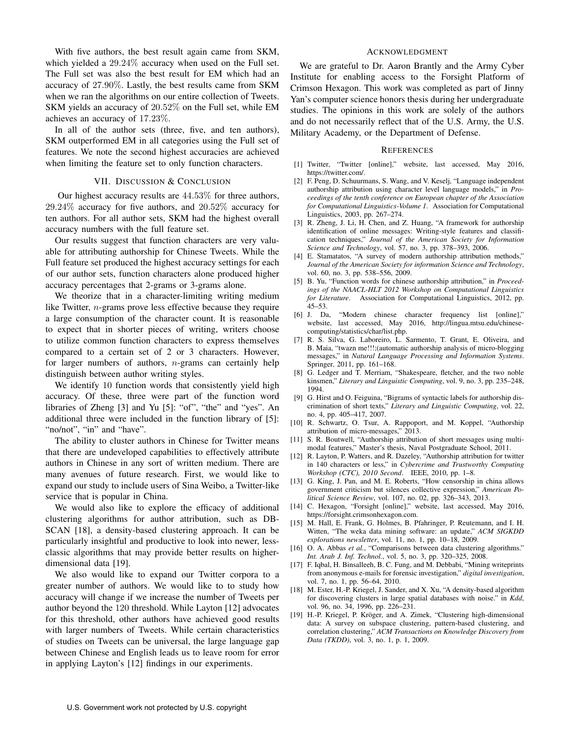With five authors, the best result again came from SKM, which yielded a 29.24% accuracy when used on the Full set. The Full set was also the best result for EM which had an accuracy of 27.90%. Lastly, the best results came from SKM when we ran the algorithms on our entire collection of Tweets. SKM yields an accuracy of 20.52% on the Full set, while EM achieves an accuracy of 17.23%.

In all of the author sets (three, five, and ten authors), SKM outperformed EM in all categories using the Full set of features. We note the second highest accuracies are achieved when limiting the feature set to only function characters.

## VII. Discussion & Conclusion

Our highest accuracy results are 44.53% for three authors, 29.24% accuracy for five authors, and 20.52% accuracy for ten authors. For all author sets, SKM had the highest overall accuracy numbers with the full feature set.

Our results suggest that function characters are very valuable for attributing authorship for Chinese Tweets. While the Full feature set produced the highest accuracy settings for each of our author sets, function characters alone produced higher accuracy percentages that 2-grams or 3-grams alone.

We theorize that in a character-limiting writing medium like Twitter, $n$-grams prove less effective because they require a large consumption of the character count. It is reasonable to expect that in shorter pieces of writing, writers choose to utilize common function characters to express themselves compared to a certain set of 2 or 3 characters. However, for larger numbers of authors, $n$-grams can certainly help distinguish between author writing styles.

We identify 10 function words that consistently yield high accuracy. Of these, three were part of the function word libraries of Zheng [3] and Yu [5]: "of", "the" and "yes". An additional three were included in the function library of [5]: "no/not", "in" and "have".

The ability to cluster authors in Chinese for Twitter means that there are undeveloped capabilities to effectively attribute authors in Chinese in any sort of written medium. There are many avenues of future research. First, we would like to expand our study to include users of Sina Weibo, a Twitter-like service that is popular in China.

We would also like to explore the efficacy of additional clustering algorithms for author attribution, such as DBSCAN [18], a density-based clustering approach. It can be particularly insightful and productive to look into newer, less-classic algorithms that may provide better results on higher-dimensional data [19].

We also would like to expand our Twitter corpora to a greater number of authors. We would like to to study how accuracy will change if we increase the number of Tweets per author beyond the 120 threshold. While Layton [12] advocates for this threshold, other authors have achieved good results with larger numbers of Tweets. While certain characteristics of studies on Tweets can be universal, the large language gap between Chinese and English leads us to leave room for error in applying Layton's [12] findings in our experiments.

## Acknowledgment

We are grateful to Dr. Aaron Brantly and the Army Cyber Institute for enabling access to the Forsight Platform of Crimson Hexagon. This work was completed as part of Jinny Yan's computer science honors thesis during her undergraduate studies. The opinions in this work are solely of the authors and do not necessarily reflect that of the U.S. Army, the U.S. Military Academy, or the Department of Defense.

## References

[1] Twitter, "Twitter [online]," website, last accessed, May 2016, https://twitter.com/.

[2] F. Peng, D. Schuurmans, S. Wang, and V. Keselj, "Language independent authorship attribution using character level language models," in *Proceedings of the tenth conference on European chapter of the Association for Computational Linguistics-Volume 1*. Association for Computational Linguistics, 2003, pp. 267–274.

[3] R. Zheng, J. Li, H. Chen, and Z. Huang, "A framework for authorship identification of online messages: Writing-style features and classification techniques," *Journal of the American Society for Information Science and Technology*, vol. 57, no. 3, pp. 378–393, 2006.

[4] E. Stamatatos, "A survey of modern authorship attribution methods," *Journal of the American Society for information Science and Technology*, vol. 60, no. 3, pp. 538–556, 2009.

[5] B. Yu, "Function words for chinese authorship attribution," in *Proceedings of the NAACL-HLT 2012 Workshop on Computational Linguistics for Literature*. Association for Computational Linguistics, 2012, pp. 45–53.

[6] J. Da, "Modern chinese character frequency list [online]," website, last accessed, May 2016, http://lingua.mtsu.edu/chinese-computing/statistics/char/list.php.

[7] R. S. Silva, G. Laboreiro, L. Sarmento, T. Grant, E. Oliveira, and B. Maia, "twazn me!!!;(automatic authorship analysis of micro-blogging messages," in *Natural Language Processing and Information Systems*. Springer, 2011, pp. 161–168.

[8] G. Ledger and T. Merriam, "Shakespeare, fletcher, and the two noble kinsmen," *Literary and Linguistic Computing*, vol. 9, no. 3, pp. 235–248, 1994.

[9] G. Hirst and O. Feiguina, "Bigrams of syntactic labels for authorship discrimination of short texts," *Literary and Linguistic Computing*, vol. 22, no. 4, pp. 405–417, 2007.

[10] R. Schwartz, O. Tsur, A. Rappoport, and M. Koppel, "Authorship attribution of micro-messages," 2013.

[11] S. R. Boutwell, "Authorship attribution of short messages using multimodal features," Master's thesis, Naval Postgraduate School, 2011.

[12] R. Layton, P. Watters, and R. Dazeley, "Authorship attribution for twitter in 140 characters or less," in *Cybercrime and Trustworthy Computing Workshop (CTC), 2010 Second*. IEEE, 2010, pp. 1–8.

[13] G. King, J. Pan, and M. E. Roberts, "How censorship in china allows government criticism but silences collective expression," *American Political Science Review*, vol. 107, no. 02, pp. 326–343, 2013.

[14] C. Hexagon, "Forsight [online]," website, last accessed, May 2016, https://forsight.crimsonhexagon.com.

[15] M. Hall, E. Frank, G. Holmes, B. Pfahringer, P. Reutemann, and I. H. Witten, "The weka data mining software: an update," *ACM SIGKDD explorations newsletter*, vol. 11, no. 1, pp. 10–18, 2009.

[16] O. A. Abbas *et al.*, "Comparisons between data clustering algorithms." *Int. Arab J. Inf. Technol.*, vol. 5, no. 3, pp. 320–325, 2008.

[17] F. Iqbal, H. Binsalleeh, B. C. Fung, and M. Debbabi, "Mining writeprints from anonymous e-mails for forensic investigation," *digital investigation*, vol. 7, no. 1, pp. 56–64, 2010.

[18] M. Ester, H.-P. Kriegel, J. Sander, and X. Xu, "A density-based algorithm for discovering clusters in large spatial databases with noise." in *Kdd*, vol. 96, no. 34, 1996, pp. 226–231.

[19] H.-P. Kriegel, P. Kröger, and A. Zimek, "Clustering high-dimensional data: A survey on subspace clustering, pattern-based clustering, and correlation clustering," *ACM Transactions on Knowledge Discovery from Data (TKDD)*, vol. 3, no. 1, p. 1, 2009.

U.S. Government work not protected by U.S. copyright